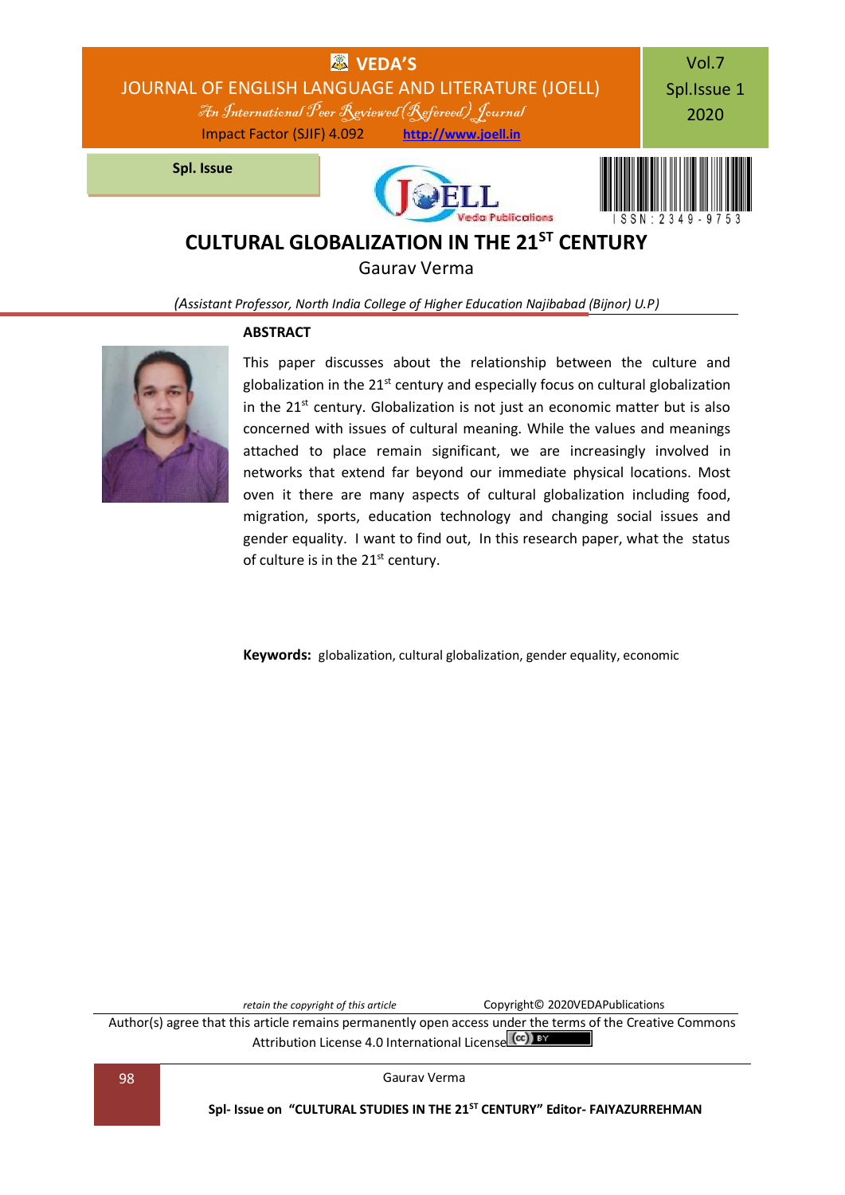# CULTURAL GLOBALIZATION IN THE 21$^{ST}$ CENTURY

Gaurav Verma

*(Assistant Professor, North India College of Higher Education Najibabad (Bijnor) U.P)*

## ABSTRACT

This paper discusses about the relationship between the culture and globalization in the 21$^{st}$ century and especially focus on cultural globalization in the 21$^{st}$ century. Globalization is not just an economic matter but is also concerned with issues of cultural meaning. While the values and meanings attached to place remain significant, we are increasingly involved in networks that extend far beyond our immediate physical locations. Most oven it there are many aspects of cultural globalization including food, migration, sports, education technology and changing social issues and gender equality. I want to find out, In this research paper, what the status of culture is in the 21$^{st}$ century.

**Keywords:** globalization, cultural globalization, gender equality, economic

*retain the copyright of this article* Copyright© 2020VEDAPublications

Author(s) agree that this article remains permanently open access under the terms of the Creative Commons Attribution License 4.0 International License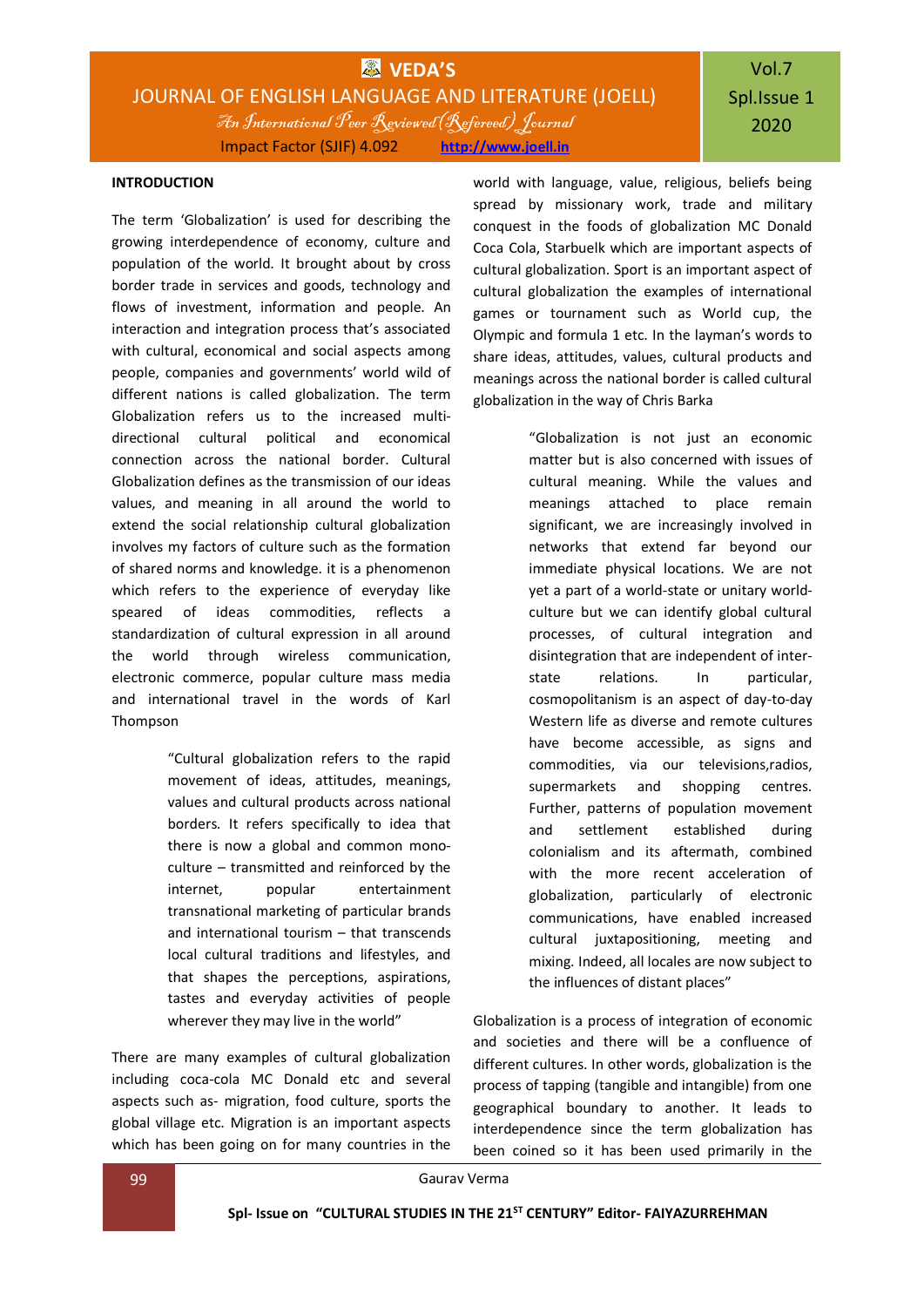## INTRODUCTION

The term 'Globalization' is used for describing the growing interdependence of economy, culture and population of the world. It brought about by cross border trade in services and goods, technology and flows of investment, information and people. An interaction and integration process that's associated with cultural, economical and social aspects among people, companies and governments' world wild of different nations is called globalization. The term Globalization refers us to the increased multi-directional cultural political and economical connection across the national border. Cultural Globalization defines as the transmission of our ideas values, and meaning in all around the world to extend the social relationship cultural globalization involves my factors of culture such as the formation of shared norms and knowledge. it is a phenomenon which refers to the experience of everyday like speared of ideas commodities, reflects a standardization of cultural expression in all around the world through wireless communication, electronic commerce, popular culture mass media and international travel in the words of Karl Thompson

> "Cultural globalization refers to the rapid movement of ideas, attitudes, meanings, values and cultural products across national borders. It refers specifically to idea that there is now a global and common mono-culture – transmitted and reinforced by the internet, popular entertainment transnational marketing of particular brands and international tourism – that transcends local cultural traditions and lifestyles, and that shapes the perceptions, aspirations, tastes and everyday activities of people wherever they may live in the world"

There are many examples of cultural globalization including coca-cola MC Donald etc and several aspects such as- migration, food culture, sports the global village etc. Migration is an important aspects which has been going on for many countries in the world with language, value, religious, beliefs being spread by missionary work, trade and military conquest in the foods of globalization MC Donald Coca Cola, Starbuelk which are important aspects of cultural globalization. Sport is an important aspect of cultural globalization the examples of international games or tournament such as World cup, the Olympic and formula 1 etc. In the layman's words to share ideas, attitudes, values, cultural products and meanings across the national border is called cultural globalization in the way of Chris Barka

> "Globalization is not just an economic matter but is also concerned with issues of cultural meaning. While the values and meanings attached to place remain significant, we are increasingly involved in networks that extend far beyond our immediate physical locations. We are not yet a part of a world-state or unitary world-culture but we can identify global cultural processes, of cultural integration and disintegration that are independent of inter-state relations. In particular, cosmopolitanism is an aspect of day-to-day Western life as diverse and remote cultures have become accessible, as signs and commodities, via our televisions,radios, supermarkets and shopping centres. Further, patterns of population movement and settlement established during colonialism and its aftermath, combined with the more recent acceleration of globalization, particularly of electronic communications, have enabled increased cultural juxtapositioning, meeting and mixing. Indeed, all locales are now subject to the influences of distant places"

Globalization is a process of integration of economic and societies and there will be a confluence of different cultures. In other words, globalization is the process of tapping (tangible and intangible) from one geographical boundary to another. It leads to interdependence since the term globalization has been coined so it has been used primarily in the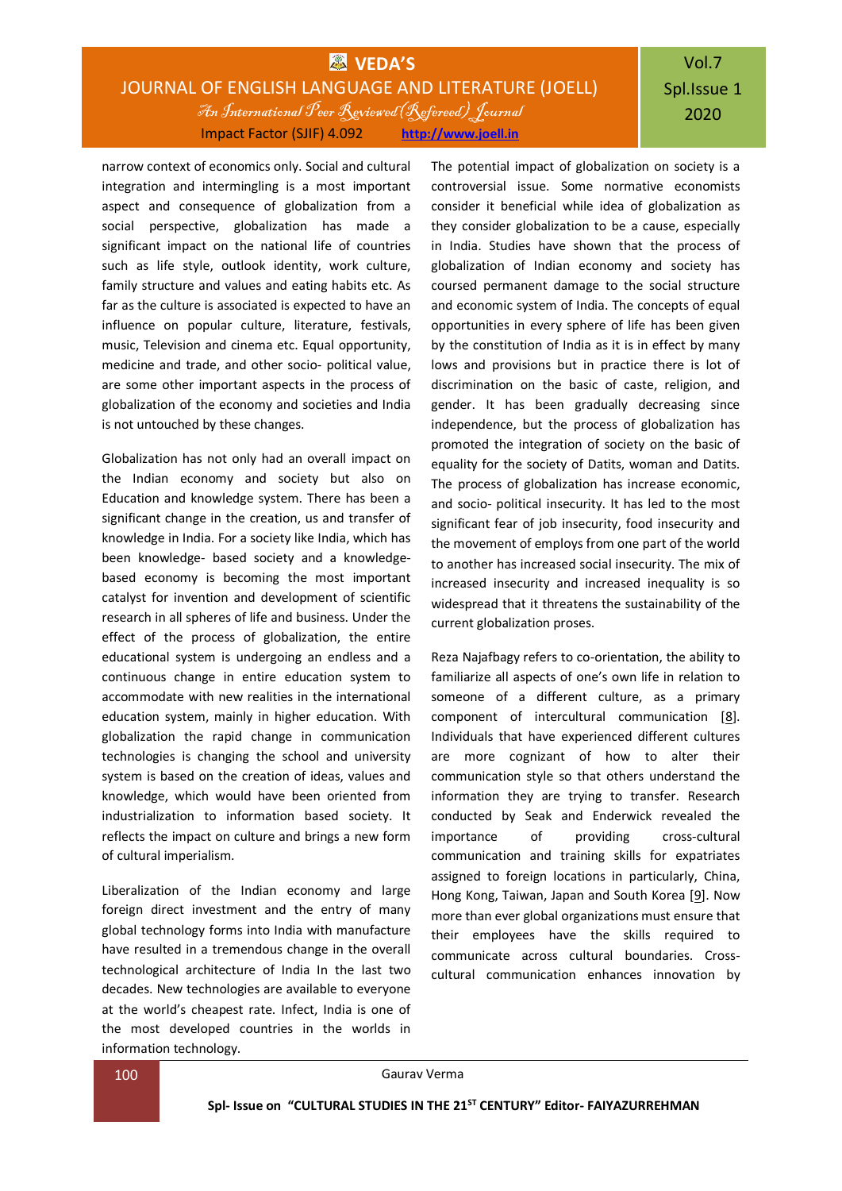narrow context of economics only. Social and cultural integration and intermingling is a most important aspect and consequence of globalization from a social perspective, globalization has made a significant impact on the national life of countries such as life style, outlook identity, work culture, family structure and values and eating habits etc. As far as the culture is associated is expected to have an influence on popular culture, literature, festivals, music, Television and cinema etc. Equal opportunity, medicine and trade, and other socio- political value, are some other important aspects in the process of globalization of the economy and societies and India is not untouched by these changes.

Globalization has not only had an overall impact on the Indian economy and society but also on Education and knowledge system. There has been a significant change in the creation, us and transfer of knowledge in India. For a society like India, which has been knowledge- based society and a knowledge-based economy is becoming the most important catalyst for invention and development of scientific research in all spheres of life and business. Under the effect of the process of globalization, the entire educational system is undergoing an endless and a continuous change in entire education system to accommodate with new realities in the international education system, mainly in higher education. With globalization the rapid change in communication technologies is changing the school and university system is based on the creation of ideas, values and knowledge, which would have been oriented from industrialization to information based society. It reflects the impact on culture and brings a new form of cultural imperialism.

Liberalization of the Indian economy and large foreign direct investment and the entry of many global technology forms into India with manufacture have resulted in a tremendous change in the overall technological architecture of India In the last two decades. New technologies are available to everyone at the world's cheapest rate. Infect, India is one of the most developed countries in the worlds in information technology.

The potential impact of globalization on society is a controversial issue. Some normative economists consider it beneficial while idea of globalization as they consider globalization to be a cause, especially in India. Studies have shown that the process of globalization of Indian economy and society has coursed permanent damage to the social structure and economic system of India. The concepts of equal opportunities in every sphere of life has been given by the constitution of India as it is in effect by many lows and provisions but in practice there is lot of discrimination on the basic of caste, religion, and gender. It has been gradually decreasing since independence, but the process of globalization has promoted the integration of society on the basic of equality for the society of Datits, woman and Datits. The process of globalization has increase economic, and socio- political insecurity. It has led to the most significant fear of job insecurity, food insecurity and the movement of employs from one part of the world to another has increased social insecurity. The mix of increased insecurity and increased inequality is so widespread that it threatens the sustainability of the current globalization proses.

Reza Najafbagy refers to co-orientation, the ability to familiarize all aspects of one's own life in relation to someone of a different culture, as a primary component of intercultural communication [8]. Individuals that have experienced different cultures are more cognizant of how to alter their communication style so that others understand the information they are trying to transfer. Research conducted by Seak and Enderwick revealed the importance of providing cross-cultural communication and training skills for expatriates assigned to foreign locations in particularly, China, Hong Kong, Taiwan, Japan and South Korea [9]. Now more than ever global organizations must ensure that their employees have the skills required to communicate across cultural boundaries. Cross-cultural communication enhances innovation by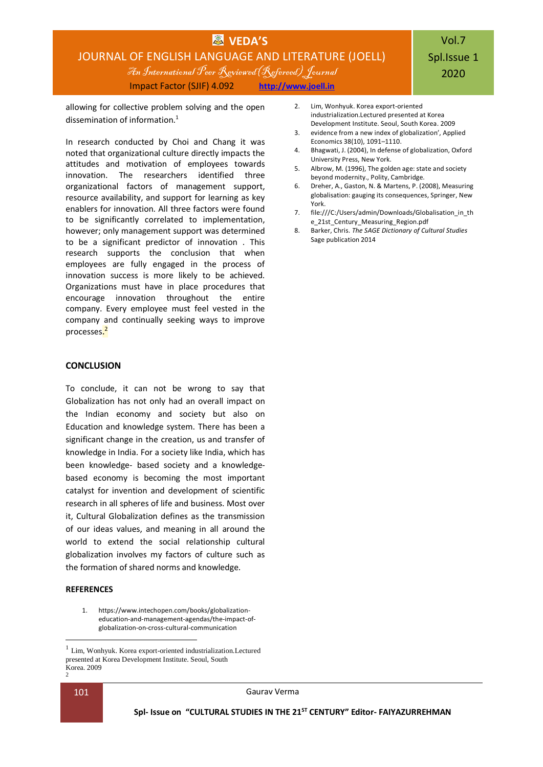allowing for collective problem solving and the open dissemination of information.[1]

In research conducted by Choi and Chang it was noted that organizational culture directly impacts the attitudes and motivation of employees towards innovation. The researchers identified three organizational factors of management support, resource availability, and support for learning as key enablers for innovation. All three factors were found to be significantly correlated to implementation, however; only management support was determined to be a significant predictor of innovation . This research supports the conclusion that when employees are fully engaged in the process of innovation success is more likely to be achieved. Organizations must have in place procedures that encourage innovation throughout the entire company. Every employee must feel vested in the company and continually seeking ways to improve processes.[2]

## CONCLUSION

To conclude, it can not be wrong to say that Globalization has not only had an overall impact on the Indian economy and society but also on Education and knowledge system. There has been a significant change in the creation, us and transfer of knowledge in India. For a society like India, which has been knowledge- based society and a knowledge-based economy is becoming the most important catalyst for invention and development of scientific research in all spheres of life and business. Most over it, Cultural Globalization defines as the transmission of our ideas values, and meaning in all around the world to extend the social relationship cultural globalization involves my factors of culture such as the formation of shared norms and knowledge.

## REFERENCES

1. https://www.intechopen.com/books/globalization-education-and-management-agendas/the-impact-of-globalization-on-cross-cultural-communication
2. Lim, Wonhyuk. Korea export-oriented industrialization.Lectured presented at Korea Development Institute. Seoul, South Korea. 2009
3. evidence from a new index of globalization', Applied Economics 38(10), 1091–1110.
4. Bhagwati, J. (2004), In defense of globalization, Oxford University Press, New York.
5. Albrow, M. (1996), The golden age: state and society beyond modernity., Polity, Cambridge.
6. Dreher, A., Gaston, N. & Martens, P. (2008), Measuring globalisation: gauging its consequences, Springer, New York.
7. file:///C:/Users/admin/Downloads/Globalisation_in_the_21st_Century_Measuring_Region.pdf
8. Barker, Chris. *The SAGE Dictionary of Cultural Studies* Sage publication 2014

---

[1] Lim, Wonhyuk. Korea export-oriented industrialization.Lectured presented at Korea Development Institute. Seoul, South Korea. 2009

[2]